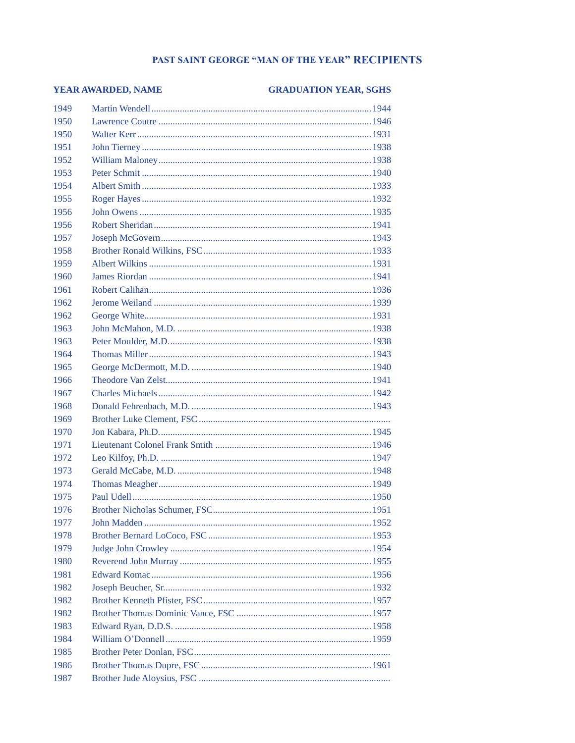## PAST SAINT GEORGE "MAN OF THE YEAR" RECIPIENTS

| YEAR AWARDED, NAME | | GRADUATION YEAR, SGHS |
|---|---|---|
| 1949 | Martin Wendell | 1944 |
| 1950 | Lawrence Coutre | 1946 |
| 1950 | Walter Kerr | 1931 |
| 1951 | John Tierney | 1938 |
| 1952 | William Maloney | 1938 |
| 1953 | Peter Schmit | 1940 |
| 1954 | Albert Smith | 1933 |
| 1955 | Roger Hayes | 1932 |
| 1956 | John Owens | 1935 |
| 1956 | Robert Sheridan | 1941 |
| 1957 | Joseph McGovern | 1943 |
| 1958 | Brother Ronald Wilkins, FSC | 1933 |
| 1959 | Albert Wilkins | 1931 |
| 1960 | James Riordan | 1941 |
| 1961 | Robert Calihan | 1936 |
| 1962 | Jerome Weiland | 1939 |
| 1962 | George White | 1931 |
| 1963 | John McMahon, M.D. | 1938 |
| 1963 | Peter Moulder, M.D. | 1938 |
| 1964 | Thomas Miller | 1943 |
| 1965 | George McDermott, M.D. | 1940 |
| 1966 | Theodore Van Zelst | 1941 |
| 1967 | Charles Michaels | 1942 |
| 1968 | Donald Fehrenbach, M.D. | 1943 |
| 1969 | Brother Luke Clement, FSC | |
| 1970 | Jon Kabara, Ph.D. | 1945 |
| 1971 | Lieutenant Colonel Frank Smith | 1946 |
| 1972 | Leo Kilfoy, Ph.D. | 1947 |
| 1973 | Gerald McCabe, M.D. | 1948 |
| 1974 | Thomas Meagher | 1949 |
| 1975 | Paul Udell | 1950 |
| 1976 | Brother Nicholas Schumer, FSC | 1951 |
| 1977 | John Madden | 1952 |
| 1978 | Brother Bernard LoCoco, FSC | 1953 |
| 1979 | Judge John Crowley | 1954 |
| 1980 | Reverend John Murray | 1955 |
| 1981 | Edward Komac | 1956 |
| 1982 | Joseph Beucher, Sr. | 1932 |
| 1982 | Brother Kenneth Pfister, FSC | 1957 |
| 1982 | Brother Thomas Dominic Vance, FSC | 1957 |
| 1983 | Edward Ryan, D.D.S. | 1958 |
| 1984 | William O'Donnell | 1959 |
| 1985 | Brother Peter Donlan, FSC | |
| 1986 | Brother Thomas Dupre, FSC | 1961 |
| 1987 | Brother Jude Aloysius, FSC | |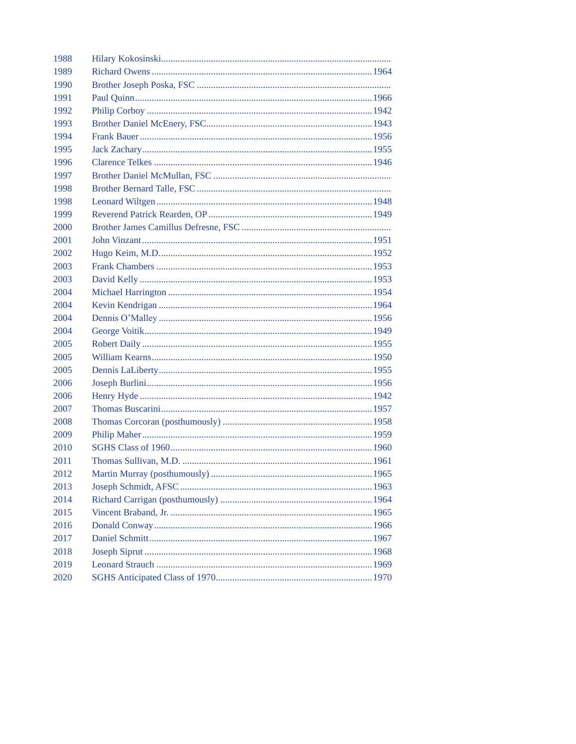| | | |
|---|---|---|
| 1988 | Hilary Kokosinski | |
| 1989 | Richard Owens | 1964 |
| 1990 | Brother Joseph Poska, FSC | |
| 1991 | Paul Quinn | 1966 |
| 1992 | Philip Corboy | 1942 |
| 1993 | Brother Daniel McEnery, FSC | 1943 |
| 1994 | Frank Bauer | 1956 |
| 1995 | Jack Zachary | 1955 |
| 1996 | Clarence Telkes | 1946 |
| 1997 | Brother Daniel McMullan, FSC | |
| 1998 | Brother Bernard Talle, FSC | |
| 1998 | Leonard Wiltgen | 1948 |
| 1999 | Reverend Patrick Rearden, OP | 1949 |
| 2000 | Brother James Camillus Defresne, FSC | |
| 2001 | John Vinzant | 1951 |
| 2002 | Hugo Keim, M.D. | 1952 |
| 2003 | Frank Chambers | 1953 |
| 2003 | David Kelly | 1953 |
| 2004 | Michael Harrington | 1954 |
| 2004 | Kevin Kendrigan | 1964 |
| 2004 | Dennis O'Malley | 1956 |
| 2004 | George Voitik | 1949 |
| 2005 | Robert Daily | 1955 |
| 2005 | William Kearns | 1950 |
| 2005 | Dennis LaLiberty | 1955 |
| 2006 | Joseph Burlini | 1956 |
| 2006 | Henry Hyde | 1942 |
| 2007 | Thomas Buscarini | 1957 |
| 2008 | Thomas Corcoran (posthumously) | 1958 |
| 2009 | Philip Maher | 1959 |
| 2010 | SGHS Class of 1960 | 1960 |
| 2011 | Thomas Sullivan, M.D. | 1961 |
| 2012 | Martin Murray (posthumously) | 1965 |
| 2013 | Joseph Schmidt, AFSC | 1963 |
| 2014 | Richard Carrigan (posthumously) | 1964 |
| 2015 | Vincent Braband, Jr. | 1965 |
| 2016 | Donald Conway | 1966 |
| 2017 | Daniel Schmitt | 1967 |
| 2018 | Joseph Siprut | 1968 |
| 2019 | Leonard Strauch | 1969 |
| 2020 | SGHS Anticipated Class of 1970 | 1970 |